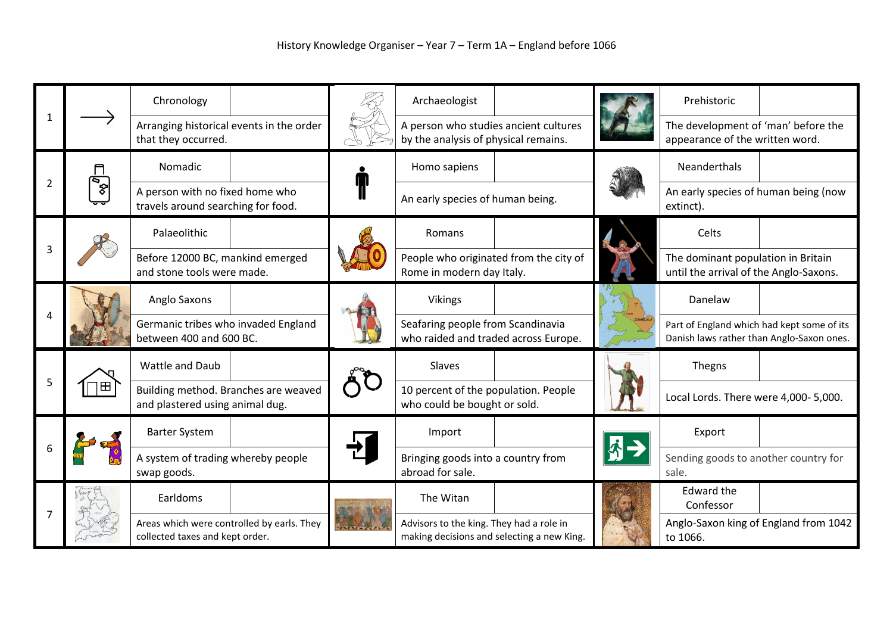# History Knowledge Organiser – Year 7 – Term 1A – England before 1066

| | Term | Definition | Term | Definition | Term | Definition |
|---|---|---|---|---|---|---|
| 1 | Chronology | Arranging historical events in the order that they occurred. | Archaeologist | A person who studies ancient cultures by the analysis of physical remains. | Prehistoric | The development of 'man' before the appearance of the written word. |
| 2 | Nomadic | A person with no fixed home who travels around searching for food. | Homo sapiens | An early species of human being. | Neanderthals | An early species of human being (now extinct). |
| 3 | Palaeolithic | Before 12000 BC, mankind emerged and stone tools were made. | Romans | People who originated from the city of Rome in modern day Italy. | Celts | The dominant population in Britain until the arrival of the Anglo-Saxons. |
| 4 | Anglo Saxons | Germanic tribes who invaded England between 400 and 600 BC. | Vikings | Seafaring people from Scandinavia who raided and traded across Europe. | Danelaw | Part of England which had kept some of its Danish laws rather than Anglo-Saxon ones. |
| 5 | Wattle and Daub | Building method. Branches are weaved and plastered using animal dug. | Slaves | 10 percent of the population. People who could be bought or sold. | Thegns | Local Lords. There were 4,000- 5,000. |
| 6 | Barter System | A system of trading whereby people swap goods. | Import | Bringing goods into a country from abroad for sale. | Export | Sending goods to another country for sale. |
| 7 | Earldoms | Areas which were controlled by earls. They collected taxes and kept order. | The Witan | Advisors to the king. They had a role in making decisions and selecting a new King. | Edward the Confessor | Anglo-Saxon king of England from 1042 to 1066. |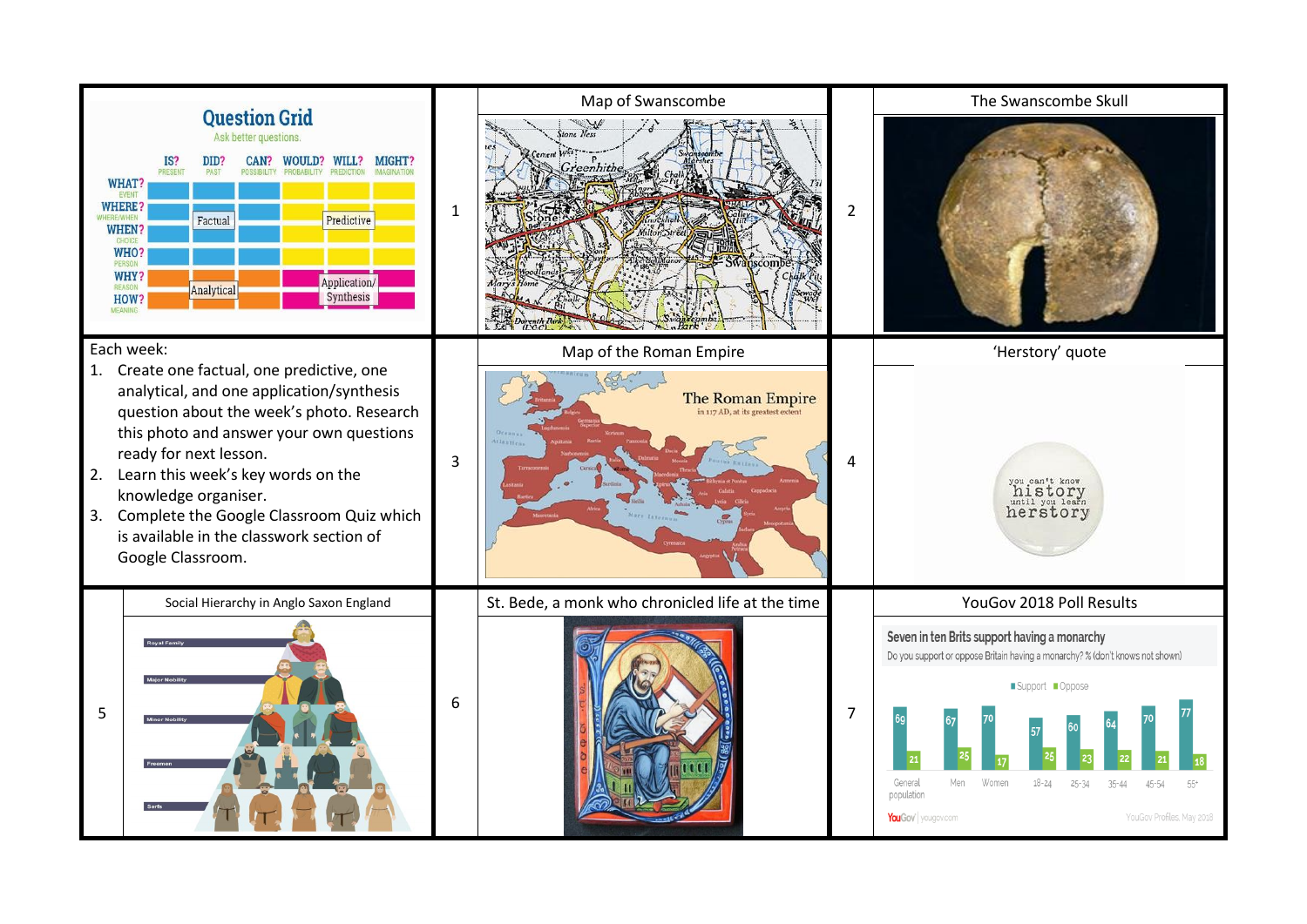## Question Grid

Ask better questions.

| | IS? PRESENT | DID? PAST | CAN? POSSIBILITY | WOULD? PROBABILITY | WILL? PREDICTION | MIGHT? IMAGINATION |
|---|---|---|---|---|---|---|
| WHAT? EVENT | | | | | | |
| WHERE? WHERE/WHEN | | Factual | | | Predictive | |
| WHEN? CHOICE | | | | | | |
| WHO? PERSON | | | | | | |
| WHY? REASON | | | | | Application/ Synthesis | |
| HOW? MEANING | | Analytical | | | | |

Each week:

1. Create one factual, one predictive, one analytical, and one application/synthesis question about the week's photo. Research this photo and answer your own questions ready for next lesson.
2. Learn this week's key words on the knowledge organiser.
3. Complete the Google Classroom Quiz which is available in the classwork section of Google Classroom.

| | | | | |
|---|---|---|---|---|
| 1 | Map of Swanscombe | 2 | The Swanscombe Skull | |
| 3 | Map of the Roman Empire | 4 | 'Herstory' quote | |
| 5 | Social Hierarchy in Anglo Saxon England | 6 | St. Bede, a monk who chronicled life at the time | 7 | YouGov 2018 Poll Results |

**Map of the Roman Empire:** The Roman Empire in 117 AD, at its greatest extent

**'Herstory' quote:** you can't know history until you learn herstory

**Social Hierarchy in Anglo Saxon England:** Royal Family, Major Nobility, Minor Nobility, Freemen, Serfs

**YouGov 2018 Poll Results:**

Seven in ten Brits support having a monarchy

Do you support or oppose Britain having a monarchy? % (don't knows not shown)

Support Oppose

General population: 69, 21
Men: 67, 25
Women: 70, 17
18-24: 57, 25
25-34: 60, 23
35-44: 64, 22
45-54: 70, 21
55+: 77, 18

YouGov | yougov.com

YouGov Profiles, May 2018